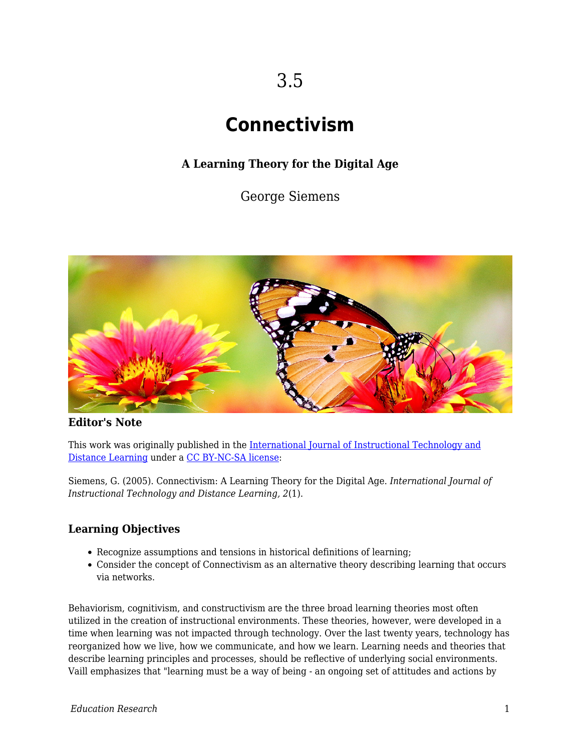# 3.5

# Connectivism

### A Learning Theory for the Digital Age

George Siemens

### Editor's Note

This work was originally published in the International Journal of Instructional Technology and Distance Learning under a CC BY-NC-SA license:

Siemens, G. (2005). Connectivism: A Learning Theory for the Digital Age. *International Journal of Instructional Technology and Distance Learning, 2*(1).

### Learning Objectives

- Recognize assumptions and tensions in historical definitions of learning;
- Consider the concept of Connectivism as an alternative theory describing learning that occurs via networks.

Behaviorism, cognitivism, and constructivism are the three broad learning theories most often utilized in the creation of instructional environments. These theories, however, were developed in a time when learning was not impacted through technology. Over the last twenty years, technology has reorganized how we live, how we communicate, and how we learn. Learning needs and theories that describe learning principles and processes, should be reflective of underlying social environments. Vaill emphasizes that "learning must be a way of being - an ongoing set of attitudes and actions by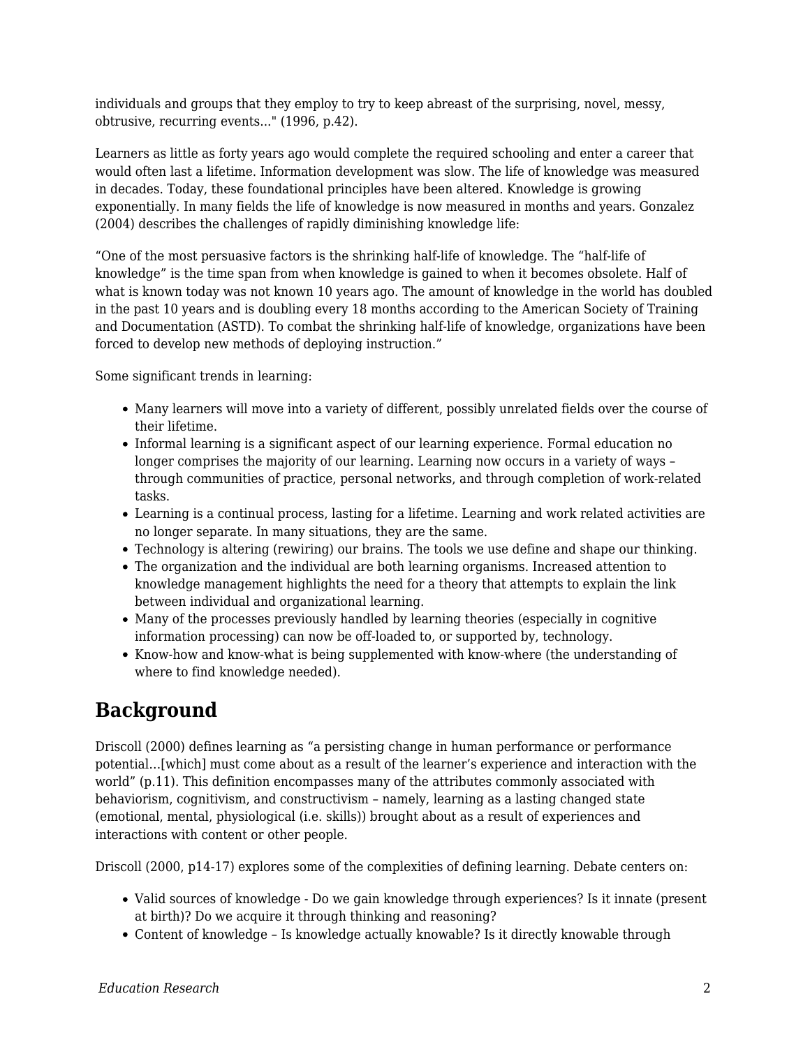individuals and groups that they employ to try to keep abreast of the surprising, novel, messy, obtrusive, recurring events..." (1996, p.42).

Learners as little as forty years ago would complete the required schooling and enter a career that would often last a lifetime. Information development was slow. The life of knowledge was measured in decades. Today, these foundational principles have been altered. Knowledge is growing exponentially. In many fields the life of knowledge is now measured in months and years. Gonzalez (2004) describes the challenges of rapidly diminishing knowledge life:

"One of the most persuasive factors is the shrinking half-life of knowledge. The "half-life of knowledge" is the time span from when knowledge is gained to when it becomes obsolete. Half of what is known today was not known 10 years ago. The amount of knowledge in the world has doubled in the past 10 years and is doubling every 18 months according to the American Society of Training and Documentation (ASTD). To combat the shrinking half-life of knowledge, organizations have been forced to develop new methods of deploying instruction."

Some significant trends in learning:

- Many learners will move into a variety of different, possibly unrelated fields over the course of their lifetime.
- Informal learning is a significant aspect of our learning experience. Formal education no longer comprises the majority of our learning. Learning now occurs in a variety of ways – through communities of practice, personal networks, and through completion of work-related tasks.
- Learning is a continual process, lasting for a lifetime. Learning and work related activities are no longer separate. In many situations, they are the same.
- Technology is altering (rewiring) our brains. The tools we use define and shape our thinking.
- The organization and the individual are both learning organisms. Increased attention to knowledge management highlights the need for a theory that attempts to explain the link between individual and organizational learning.
- Many of the processes previously handled by learning theories (especially in cognitive information processing) can now be off-loaded to, or supported by, technology.
- Know-how and know-what is being supplemented with know-where (the understanding of where to find knowledge needed).

## Background

Driscoll (2000) defines learning as "a persisting change in human performance or performance potential…[which] must come about as a result of the learner's experience and interaction with the world" (p.11). This definition encompasses many of the attributes commonly associated with behaviorism, cognitivism, and constructivism – namely, learning as a lasting changed state (emotional, mental, physiological (i.e. skills)) brought about as a result of experiences and interactions with content or other people.

Driscoll (2000, p14-17) explores some of the complexities of defining learning. Debate centers on:

- Valid sources of knowledge - Do we gain knowledge through experiences? Is it innate (present at birth)? Do we acquire it through thinking and reasoning?
- Content of knowledge – Is knowledge actually knowable? Is it directly knowable through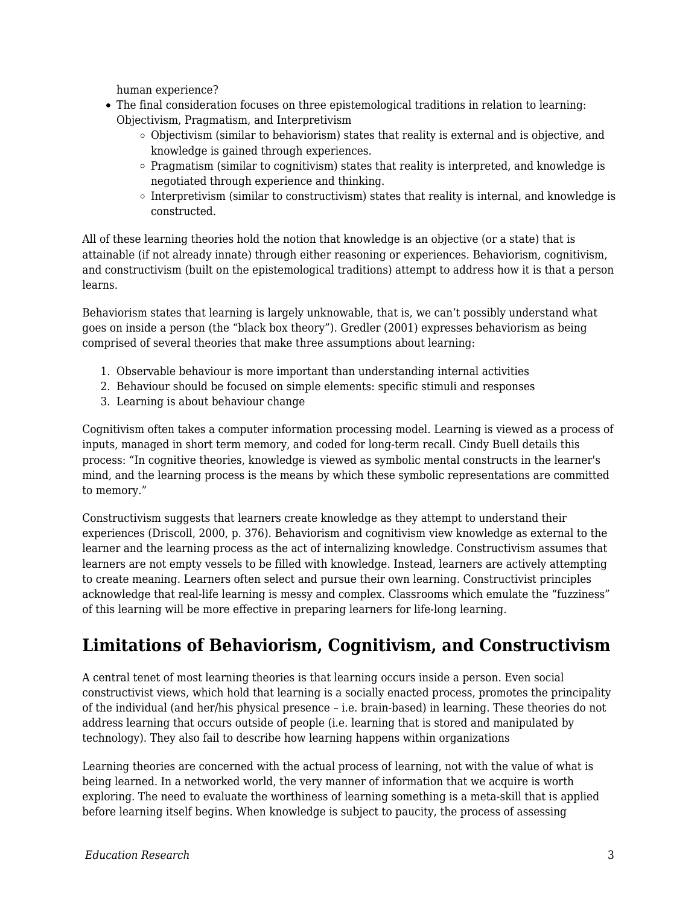human experience?

- The final consideration focuses on three epistemological traditions in relation to learning: Objectivism, Pragmatism, and Interpretivism
  - Objectivism (similar to behaviorism) states that reality is external and is objective, and knowledge is gained through experiences.
  - Pragmatism (similar to cognitivism) states that reality is interpreted, and knowledge is negotiated through experience and thinking.
  - Interpretivism (similar to constructivism) states that reality is internal, and knowledge is constructed.

All of these learning theories hold the notion that knowledge is an objective (or a state) that is attainable (if not already innate) through either reasoning or experiences. Behaviorism, cognitivism, and constructivism (built on the epistemological traditions) attempt to address how it is that a person learns.

Behaviorism states that learning is largely unknowable, that is, we can't possibly understand what goes on inside a person (the "black box theory"). Gredler (2001) expresses behaviorism as being comprised of several theories that make three assumptions about learning:

1. Observable behaviour is more important than understanding internal activities
2. Behaviour should be focused on simple elements: specific stimuli and responses
3. Learning is about behaviour change

Cognitivism often takes a computer information processing model. Learning is viewed as a process of inputs, managed in short term memory, and coded for long-term recall. Cindy Buell details this process: "In cognitive theories, knowledge is viewed as symbolic mental constructs in the learner's mind, and the learning process is the means by which these symbolic representations are committed to memory."

Constructivism suggests that learners create knowledge as they attempt to understand their experiences (Driscoll, 2000, p. 376). Behaviorism and cognitivism view knowledge as external to the learner and the learning process as the act of internalizing knowledge. Constructivism assumes that learners are not empty vessels to be filled with knowledge. Instead, learners are actively attempting to create meaning. Learners often select and pursue their own learning. Constructivist principles acknowledge that real-life learning is messy and complex. Classrooms which emulate the "fuzziness" of this learning will be more effective in preparing learners for life-long learning.

## Limitations of Behaviorism, Cognitivism, and Constructivism

A central tenet of most learning theories is that learning occurs inside a person. Even social constructivist views, which hold that learning is a socially enacted process, promotes the principality of the individual (and her/his physical presence – i.e. brain-based) in learning. These theories do not address learning that occurs outside of people (i.e. learning that is stored and manipulated by technology). They also fail to describe how learning happens within organizations

Learning theories are concerned with the actual process of learning, not with the value of what is being learned. In a networked world, the very manner of information that we acquire is worth exploring. The need to evaluate the worthiness of learning something is a meta-skill that is applied before learning itself begins. When knowledge is subject to paucity, the process of assessing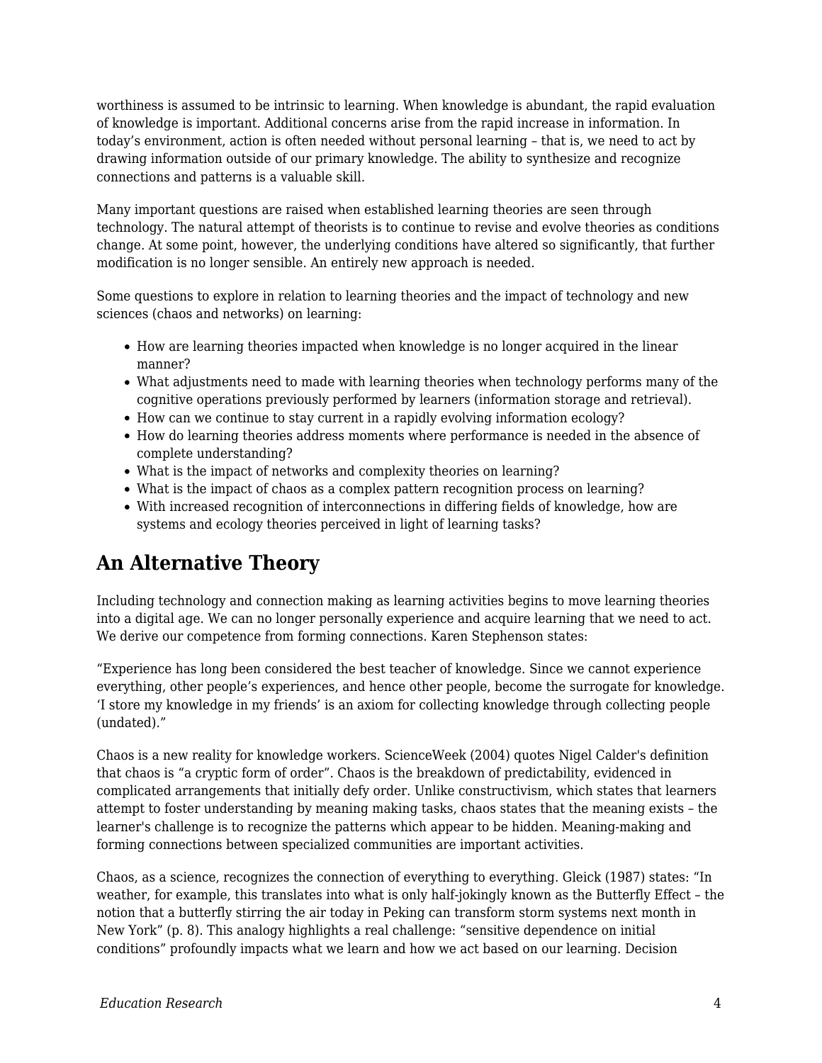worthiness is assumed to be intrinsic to learning. When knowledge is abundant, the rapid evaluation of knowledge is important. Additional concerns arise from the rapid increase in information. In today's environment, action is often needed without personal learning – that is, we need to act by drawing information outside of our primary knowledge. The ability to synthesize and recognize connections and patterns is a valuable skill.

Many important questions are raised when established learning theories are seen through technology. The natural attempt of theorists is to continue to revise and evolve theories as conditions change. At some point, however, the underlying conditions have altered so significantly, that further modification is no longer sensible. An entirely new approach is needed.

Some questions to explore in relation to learning theories and the impact of technology and new sciences (chaos and networks) on learning:

- How are learning theories impacted when knowledge is no longer acquired in the linear manner?
- What adjustments need to made with learning theories when technology performs many of the cognitive operations previously performed by learners (information storage and retrieval).
- How can we continue to stay current in a rapidly evolving information ecology?
- How do learning theories address moments where performance is needed in the absence of complete understanding?
- What is the impact of networks and complexity theories on learning?
- What is the impact of chaos as a complex pattern recognition process on learning?
- With increased recognition of interconnections in differing fields of knowledge, how are systems and ecology theories perceived in light of learning tasks?

## An Alternative Theory

Including technology and connection making as learning activities begins to move learning theories into a digital age. We can no longer personally experience and acquire learning that we need to act. We derive our competence from forming connections. Karen Stephenson states:

"Experience has long been considered the best teacher of knowledge. Since we cannot experience everything, other people's experiences, and hence other people, become the surrogate for knowledge. 'I store my knowledge in my friends' is an axiom for collecting knowledge through collecting people (undated)."

Chaos is a new reality for knowledge workers. ScienceWeek (2004) quotes Nigel Calder's definition that chaos is "a cryptic form of order". Chaos is the breakdown of predictability, evidenced in complicated arrangements that initially defy order. Unlike constructivism, which states that learners attempt to foster understanding by meaning making tasks, chaos states that the meaning exists – the learner's challenge is to recognize the patterns which appear to be hidden. Meaning-making and forming connections between specialized communities are important activities.

Chaos, as a science, recognizes the connection of everything to everything. Gleick (1987) states: "In weather, for example, this translates into what is only half-jokingly known as the Butterfly Effect – the notion that a butterfly stirring the air today in Peking can transform storm systems next month in New York" (p. 8). This analogy highlights a real challenge: "sensitive dependence on initial conditions" profoundly impacts what we learn and how we act based on our learning. Decision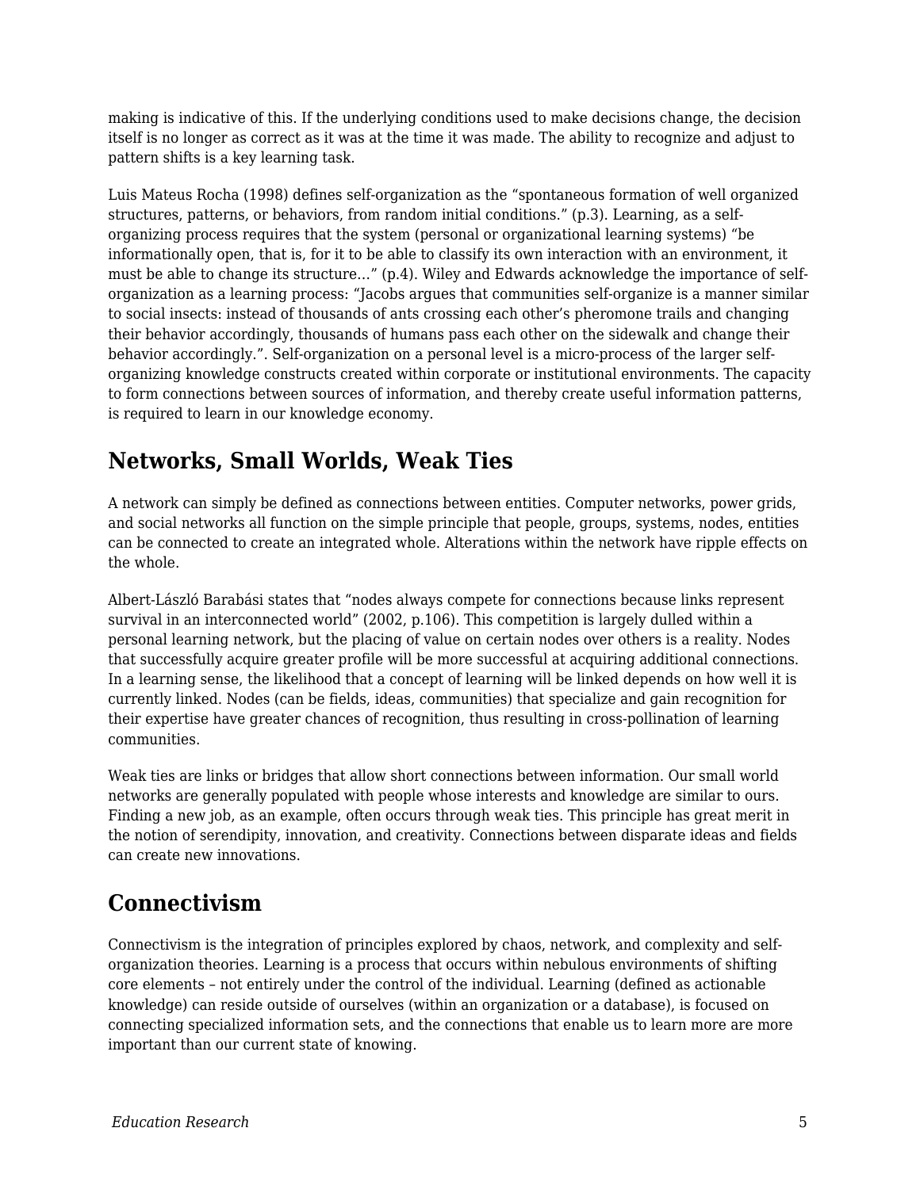making is indicative of this. If the underlying conditions used to make decisions change, the decision itself is no longer as correct as it was at the time it was made. The ability to recognize and adjust to pattern shifts is a key learning task.

Luis Mateus Rocha (1998) defines self-organization as the "spontaneous formation of well organized structures, patterns, or behaviors, from random initial conditions." (p.3). Learning, as a self-organizing process requires that the system (personal or organizational learning systems) "be informationally open, that is, for it to be able to classify its own interaction with an environment, it must be able to change its structure…" (p.4). Wiley and Edwards acknowledge the importance of self-organization as a learning process: "Jacobs argues that communities self-organize is a manner similar to social insects: instead of thousands of ants crossing each other's pheromone trails and changing their behavior accordingly, thousands of humans pass each other on the sidewalk and change their behavior accordingly.". Self-organization on a personal level is a micro-process of the larger self-organizing knowledge constructs created within corporate or institutional environments. The capacity to form connections between sources of information, and thereby create useful information patterns, is required to learn in our knowledge economy.

## Networks, Small Worlds, Weak Ties

A network can simply be defined as connections between entities. Computer networks, power grids, and social networks all function on the simple principle that people, groups, systems, nodes, entities can be connected to create an integrated whole. Alterations within the network have ripple effects on the whole.

Albert-László Barabási states that "nodes always compete for connections because links represent survival in an interconnected world" (2002, p.106). This competition is largely dulled within a personal learning network, but the placing of value on certain nodes over others is a reality. Nodes that successfully acquire greater profile will be more successful at acquiring additional connections. In a learning sense, the likelihood that a concept of learning will be linked depends on how well it is currently linked. Nodes (can be fields, ideas, communities) that specialize and gain recognition for their expertise have greater chances of recognition, thus resulting in cross-pollination of learning communities.

Weak ties are links or bridges that allow short connections between information. Our small world networks are generally populated with people whose interests and knowledge are similar to ours. Finding a new job, as an example, often occurs through weak ties. This principle has great merit in the notion of serendipity, innovation, and creativity. Connections between disparate ideas and fields can create new innovations.

## Connectivism

Connectivism is the integration of principles explored by chaos, network, and complexity and self-organization theories. Learning is a process that occurs within nebulous environments of shifting core elements – not entirely under the control of the individual. Learning (defined as actionable knowledge) can reside outside of ourselves (within an organization or a database), is focused on connecting specialized information sets, and the connections that enable us to learn more are more important than our current state of knowing.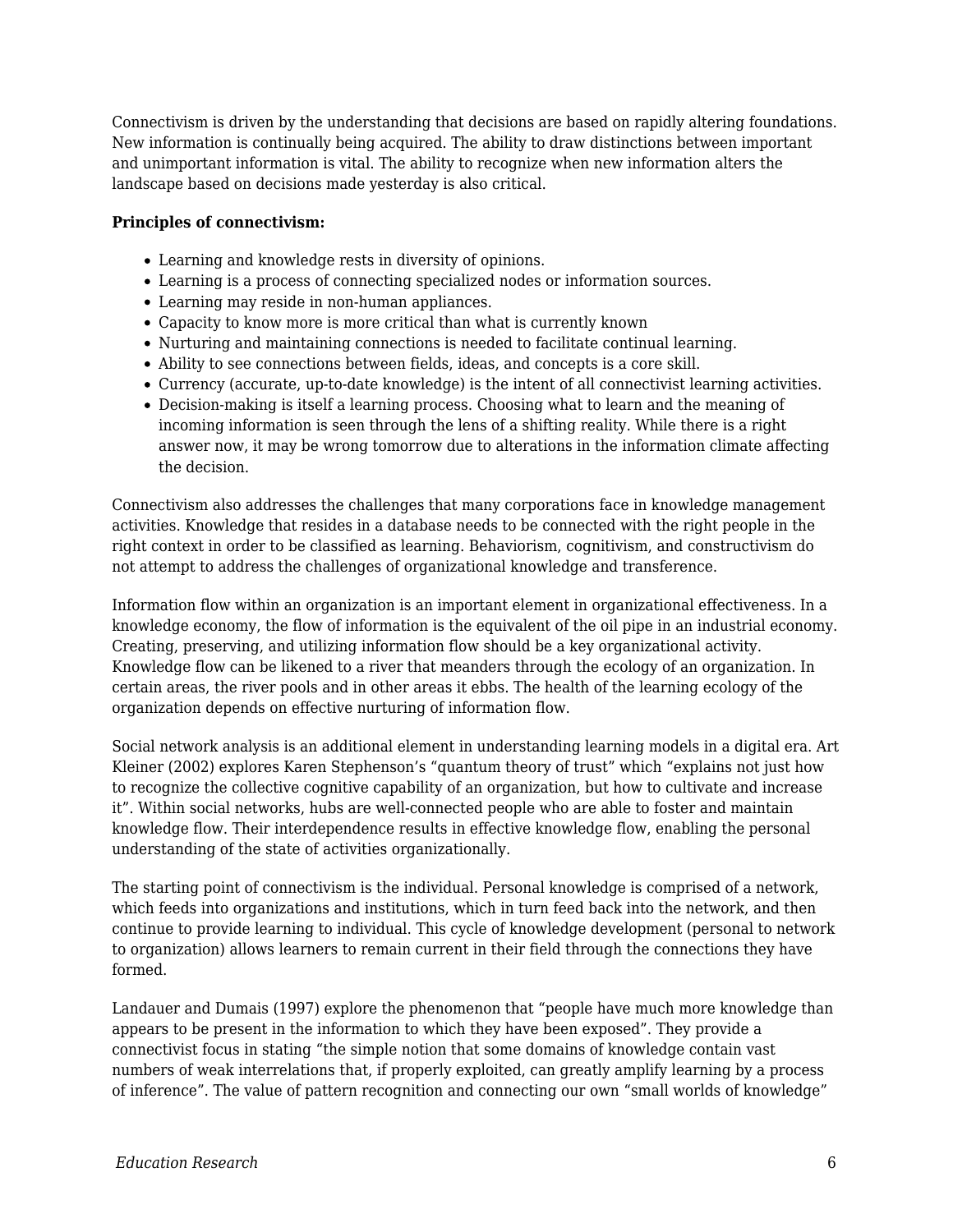Connectivism is driven by the understanding that decisions are based on rapidly altering foundations. New information is continually being acquired. The ability to draw distinctions between important and unimportant information is vital. The ability to recognize when new information alters the landscape based on decisions made yesterday is also critical.

**Principles of connectivism:**

- Learning and knowledge rests in diversity of opinions.
- Learning is a process of connecting specialized nodes or information sources.
- Learning may reside in non-human appliances.
- Capacity to know more is more critical than what is currently known
- Nurturing and maintaining connections is needed to facilitate continual learning.
- Ability to see connections between fields, ideas, and concepts is a core skill.
- Currency (accurate, up-to-date knowledge) is the intent of all connectivist learning activities.
- Decision-making is itself a learning process. Choosing what to learn and the meaning of incoming information is seen through the lens of a shifting reality. While there is a right answer now, it may be wrong tomorrow due to alterations in the information climate affecting the decision.

Connectivism also addresses the challenges that many corporations face in knowledge management activities. Knowledge that resides in a database needs to be connected with the right people in the right context in order to be classified as learning. Behaviorism, cognitivism, and constructivism do not attempt to address the challenges of organizational knowledge and transference.

Information flow within an organization is an important element in organizational effectiveness. In a knowledge economy, the flow of information is the equivalent of the oil pipe in an industrial economy. Creating, preserving, and utilizing information flow should be a key organizational activity. Knowledge flow can be likened to a river that meanders through the ecology of an organization. In certain areas, the river pools and in other areas it ebbs. The health of the learning ecology of the organization depends on effective nurturing of information flow.

Social network analysis is an additional element in understanding learning models in a digital era. Art Kleiner (2002) explores Karen Stephenson's "quantum theory of trust" which "explains not just how to recognize the collective cognitive capability of an organization, but how to cultivate and increase it". Within social networks, hubs are well-connected people who are able to foster and maintain knowledge flow. Their interdependence results in effective knowledge flow, enabling the personal understanding of the state of activities organizationally.

The starting point of connectivism is the individual. Personal knowledge is comprised of a network, which feeds into organizations and institutions, which in turn feed back into the network, and then continue to provide learning to individual. This cycle of knowledge development (personal to network to organization) allows learners to remain current in their field through the connections they have formed.

Landauer and Dumais (1997) explore the phenomenon that "people have much more knowledge than appears to be present in the information to which they have been exposed". They provide a connectivist focus in stating "the simple notion that some domains of knowledge contain vast numbers of weak interrelations that, if properly exploited, can greatly amplify learning by a process of inference". The value of pattern recognition and connecting our own "small worlds of knowledge"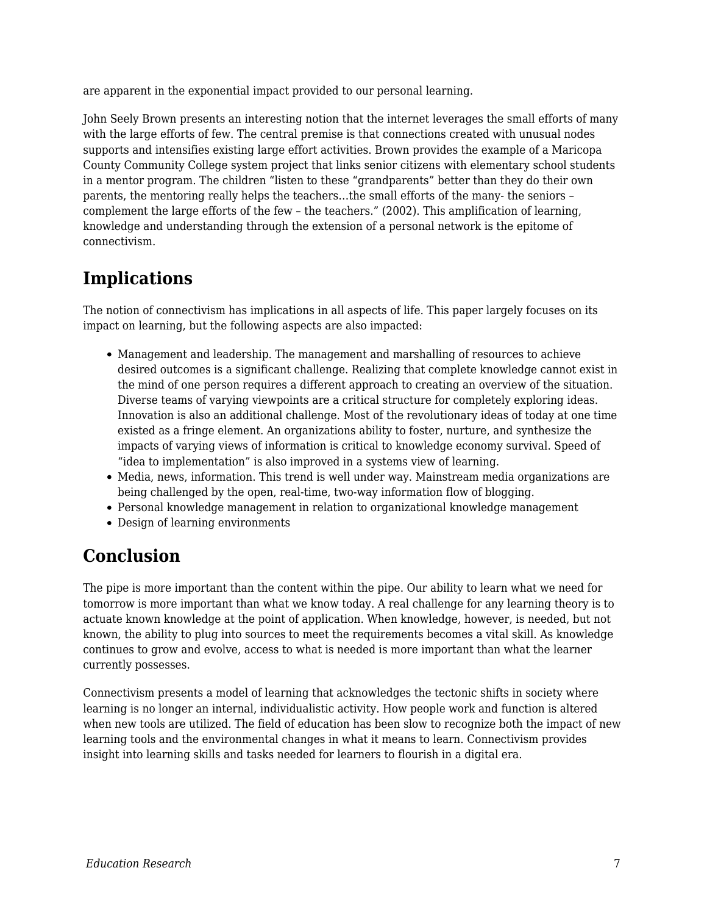are apparent in the exponential impact provided to our personal learning.

John Seely Brown presents an interesting notion that the internet leverages the small efforts of many with the large efforts of few. The central premise is that connections created with unusual nodes supports and intensifies existing large effort activities. Brown provides the example of a Maricopa County Community College system project that links senior citizens with elementary school students in a mentor program. The children "listen to these "grandparents" better than they do their own parents, the mentoring really helps the teachers…the small efforts of the many- the seniors – complement the large efforts of the few – the teachers." (2002). This amplification of learning, knowledge and understanding through the extension of a personal network is the epitome of connectivism.

## Implications

The notion of connectivism has implications in all aspects of life. This paper largely focuses on its impact on learning, but the following aspects are also impacted:

- Management and leadership. The management and marshalling of resources to achieve desired outcomes is a significant challenge. Realizing that complete knowledge cannot exist in the mind of one person requires a different approach to creating an overview of the situation. Diverse teams of varying viewpoints are a critical structure for completely exploring ideas. Innovation is also an additional challenge. Most of the revolutionary ideas of today at one time existed as a fringe element. An organizations ability to foster, nurture, and synthesize the impacts of varying views of information is critical to knowledge economy survival. Speed of "idea to implementation" is also improved in a systems view of learning.
- Media, news, information. This trend is well under way. Mainstream media organizations are being challenged by the open, real-time, two-way information flow of blogging.
- Personal knowledge management in relation to organizational knowledge management
- Design of learning environments

## Conclusion

The pipe is more important than the content within the pipe. Our ability to learn what we need for tomorrow is more important than what we know today. A real challenge for any learning theory is to actuate known knowledge at the point of application. When knowledge, however, is needed, but not known, the ability to plug into sources to meet the requirements becomes a vital skill. As knowledge continues to grow and evolve, access to what is needed is more important than what the learner currently possesses.

Connectivism presents a model of learning that acknowledges the tectonic shifts in society where learning is no longer an internal, individualistic activity. How people work and function is altered when new tools are utilized. The field of education has been slow to recognize both the impact of new learning tools and the environmental changes in what it means to learn. Connectivism provides insight into learning skills and tasks needed for learners to flourish in a digital era.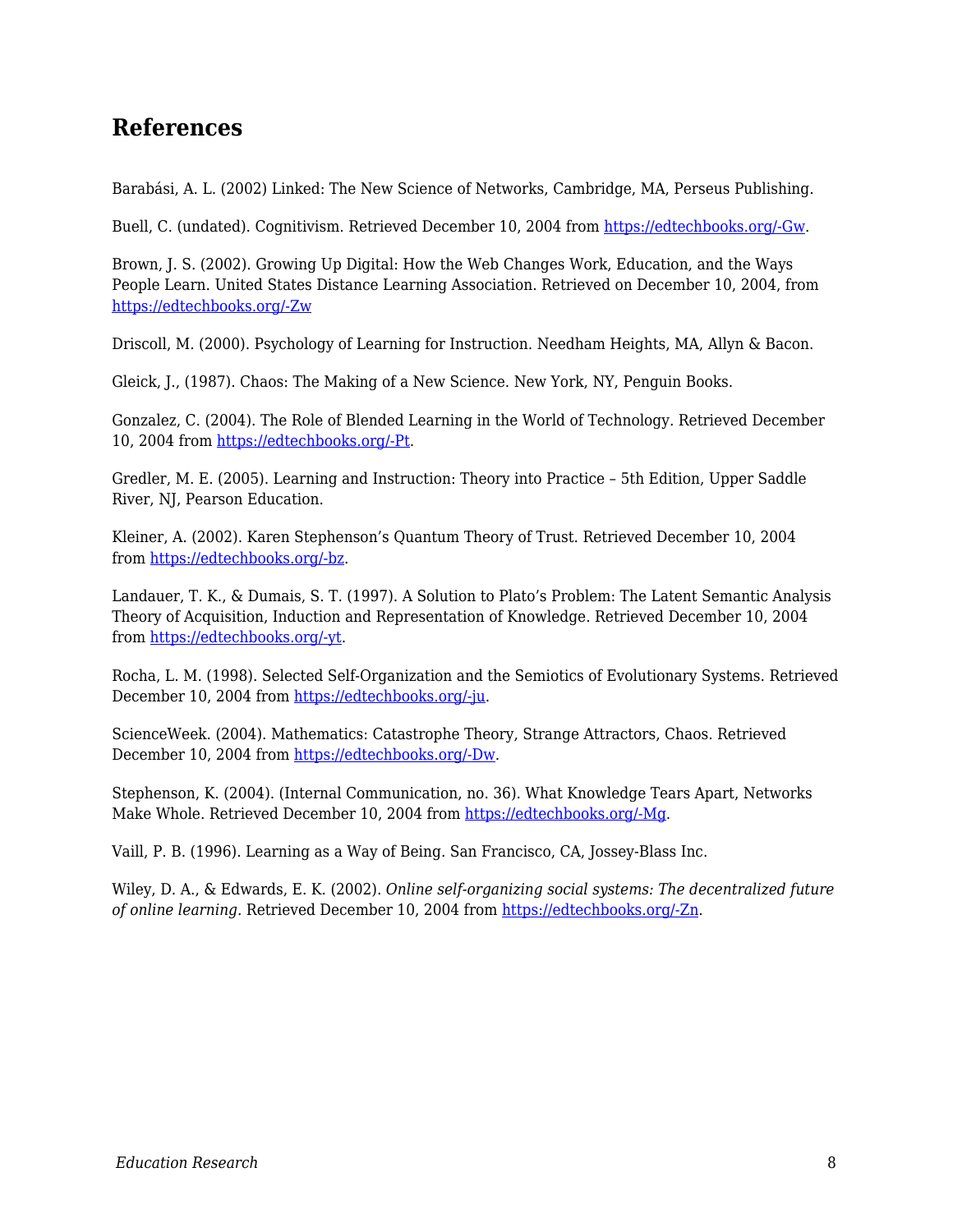## References

Barabási, A. L. (2002) Linked: The New Science of Networks, Cambridge, MA, Perseus Publishing.

Buell, C. (undated). Cognitivism. Retrieved December 10, 2004 from https://edtechbooks.org/-Gw.

Brown, J. S. (2002). Growing Up Digital: How the Web Changes Work, Education, and the Ways People Learn. United States Distance Learning Association. Retrieved on December 10, 2004, from https://edtechbooks.org/-Zw

Driscoll, M. (2000). Psychology of Learning for Instruction. Needham Heights, MA, Allyn & Bacon.

Gleick, J., (1987). Chaos: The Making of a New Science. New York, NY, Penguin Books.

Gonzalez, C. (2004). The Role of Blended Learning in the World of Technology. Retrieved December 10, 2004 from https://edtechbooks.org/-Pt.

Gredler, M. E. (2005). Learning and Instruction: Theory into Practice – 5th Edition, Upper Saddle River, NJ, Pearson Education.

Kleiner, A. (2002). Karen Stephenson's Quantum Theory of Trust. Retrieved December 10, 2004 from https://edtechbooks.org/-bz.

Landauer, T. K., & Dumais, S. T. (1997). A Solution to Plato's Problem: The Latent Semantic Analysis Theory of Acquisition, Induction and Representation of Knowledge. Retrieved December 10, 2004 from https://edtechbooks.org/-yt.

Rocha, L. M. (1998). Selected Self-Organization and the Semiotics of Evolutionary Systems. Retrieved December 10, 2004 from https://edtechbooks.org/-ju.

ScienceWeek. (2004). Mathematics: Catastrophe Theory, Strange Attractors, Chaos. Retrieved December 10, 2004 from https://edtechbooks.org/-Dw.

Stephenson, K. (2004). (Internal Communication, no. 36). What Knowledge Tears Apart, Networks Make Whole. Retrieved December 10, 2004 from https://edtechbooks.org/-Mg.

Vaill, P. B. (1996). Learning as a Way of Being. San Francisco, CA, Jossey-Blass Inc.

Wiley, D. A., & Edwards, E. K. (2002). *Online self-organizing social systems: The decentralized future of online learning*. Retrieved December 10, 2004 from https://edtechbooks.org/-Zn.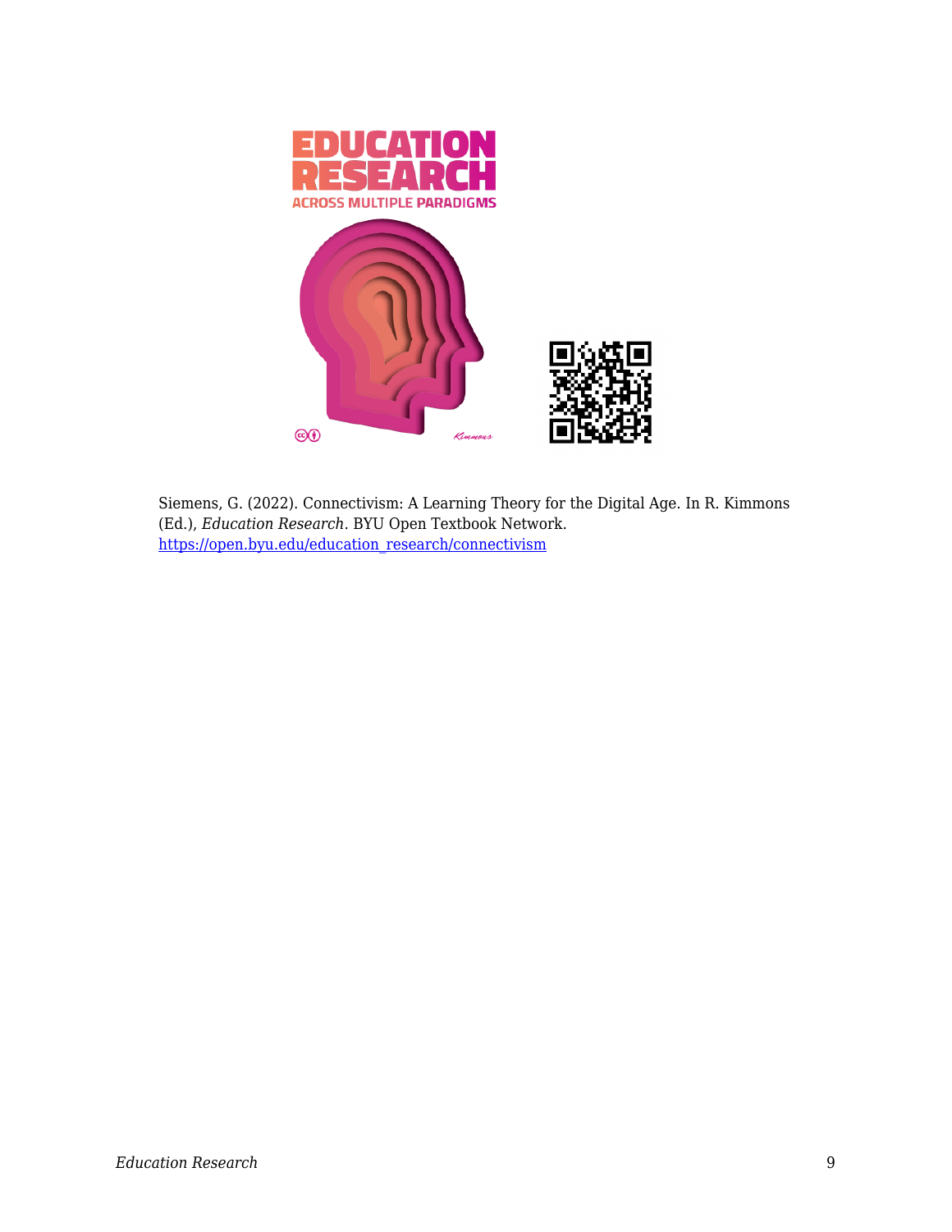Siemens, G. (2022). Connectivism: A Learning Theory for the Digital Age. In R. Kimmons (Ed.), *Education Research*. BYU Open Textbook Network. https://open.byu.edu/education_research/connectivism